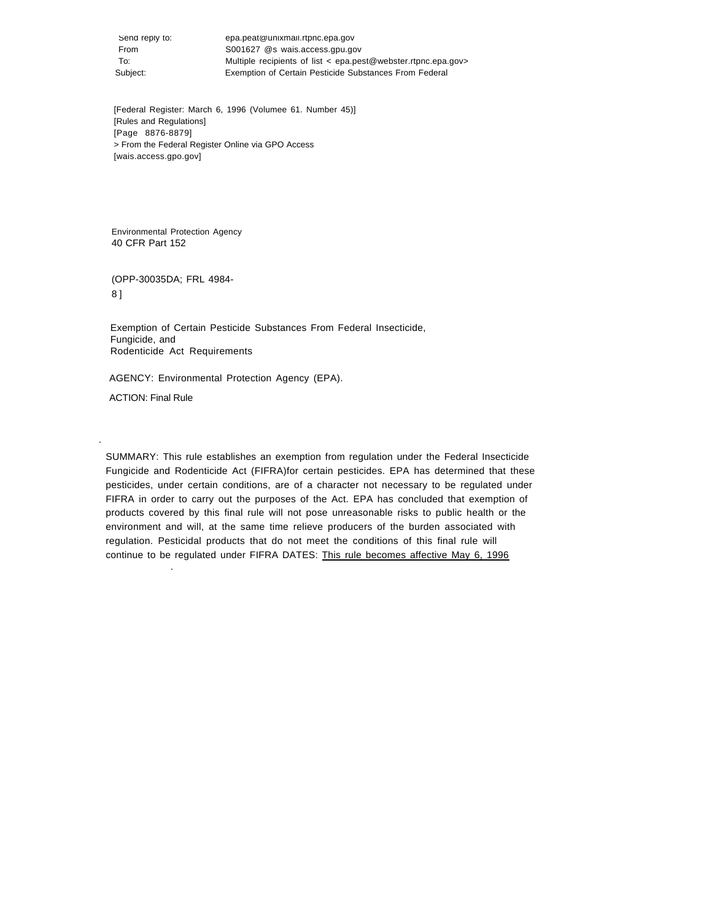Send reply to: epa.peat@unixmail.rtpnc.epa.gov
From S001627 @s wais.access.gpu.gov
To: Multiple recipients of list < epa.pest@webster.rtpnc.epa.gov>
Subject: Exemption of Certain Pesticide Substances From Federal

[Federal Register: March 6, 1996 (Volumee 61. Number 45)]
[Rules and Regulations]
[Page 8876-8879]
> From the Federal Register Online via GPO Access
[wais.access.gpo.gov]

Environmental Protection Agency
40 CFR Part 152

(OPP-30035DA; FRL 4984-8 ]

Exemption of Certain Pesticide Substances From Federal Insecticide, Fungicide, and Rodenticide Act Requirements

AGENCY: Environmental Protection Agency (EPA).

ACTION: Final Rule

SUMMARY: This rule establishes an exemption from regulation under the Federal Insecticide Fungicide and Rodenticide Act (FIFRA)for certain pesticides. EPA has determined that these pesticides, under certain conditions, are of a character not necessary to be regulated under FIFRA in order to carry out the purposes of the Act. EPA has concluded that exemption of products covered by this final rule will not pose unreasonable risks to public health or the environment and will, at the same time relieve producers of the burden associated with regulation. Pesticidal products that do not meet the conditions of this final rule will continue to be regulated under FIFRA DATES: This rule becomes affective May 6, 1996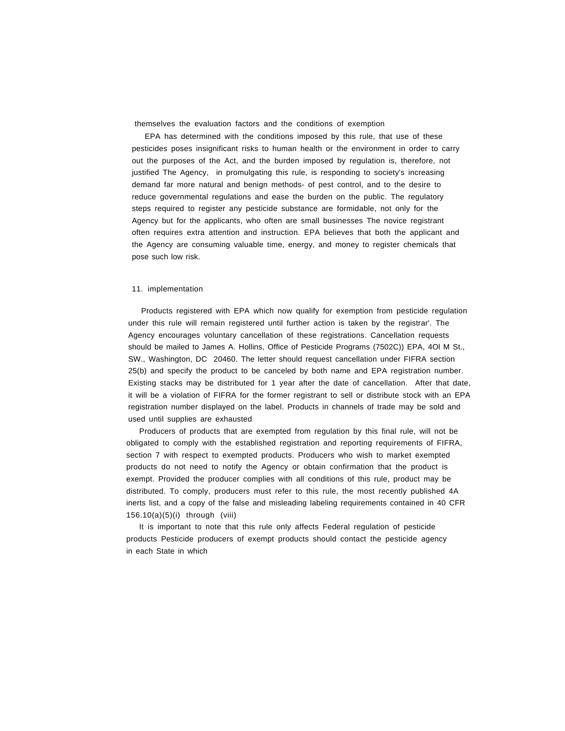themselves the evaluation factors and the conditions of exemption

EPA has determined with the conditions imposed by this rule, that use of these pesticides poses insignificant risks to human health or the environment in order to carry out the purposes of the Act, and the burden imposed by regulation is, therefore, not justified The Agency, in promulgating this rule, is responding to society's increasing demand far more natural and benign methods- of pest control, and to the desire to reduce governmental regulations and ease the burden on the public. The regulatory steps required to register any pesticide substance are formidable, not only for the Agency but for the applicants, who often are small businesses The novice registrant often requires extra attention and instruction. EPA believes that both the applicant and the Agency are consuming valuable time, energy, and money to register chemicals that pose such low risk.

## 11. implementation

Products registered with EPA which now qualify for exemption from pesticide regulation under this rule will remain registered until further action is taken by the registrar'. The Agency encourages voluntary cancellation of these registrations. Cancellation requests should be mailed to James A. Hollins, Office of Pesticide Programs (7502C)) EPA, 4Ol M St., SW., Washington, DC 20460. The letter should request cancellation under FIFRA section 25(b) and specify the product to be canceled by both name and EPA registration number. Existing stacks may be distributed for 1 year after the date of cancellation. After that date, it will be a violation of FIFRA for the former registrant to sell or distribute stock with an EPA registration number displayed on the label. Products in channels of trade may be sold and used until supplies are exhausted

Producers of products that are exempted from regulation by this final rule, will not be obligated to comply with the established registration and reporting requirements of FIFRA, section 7 with respect to exempted products. Producers who wish to market exempted products do not need to notify the Agency or obtain confirmation that the product is exempt. Provided the producer complies with all conditions of this rule, product may be distributed. To comply, producers must refer to this rule, the most recently published 4A inerts list, and a copy of the false and misleading labeling requirements contained in 40 CFR 156.10(a)(5)(i) through (viii)

It is important to note that this rule only affects Federal regulation of pesticide products Pesticide producers of exempt products should contact the pesticide agency in each State in which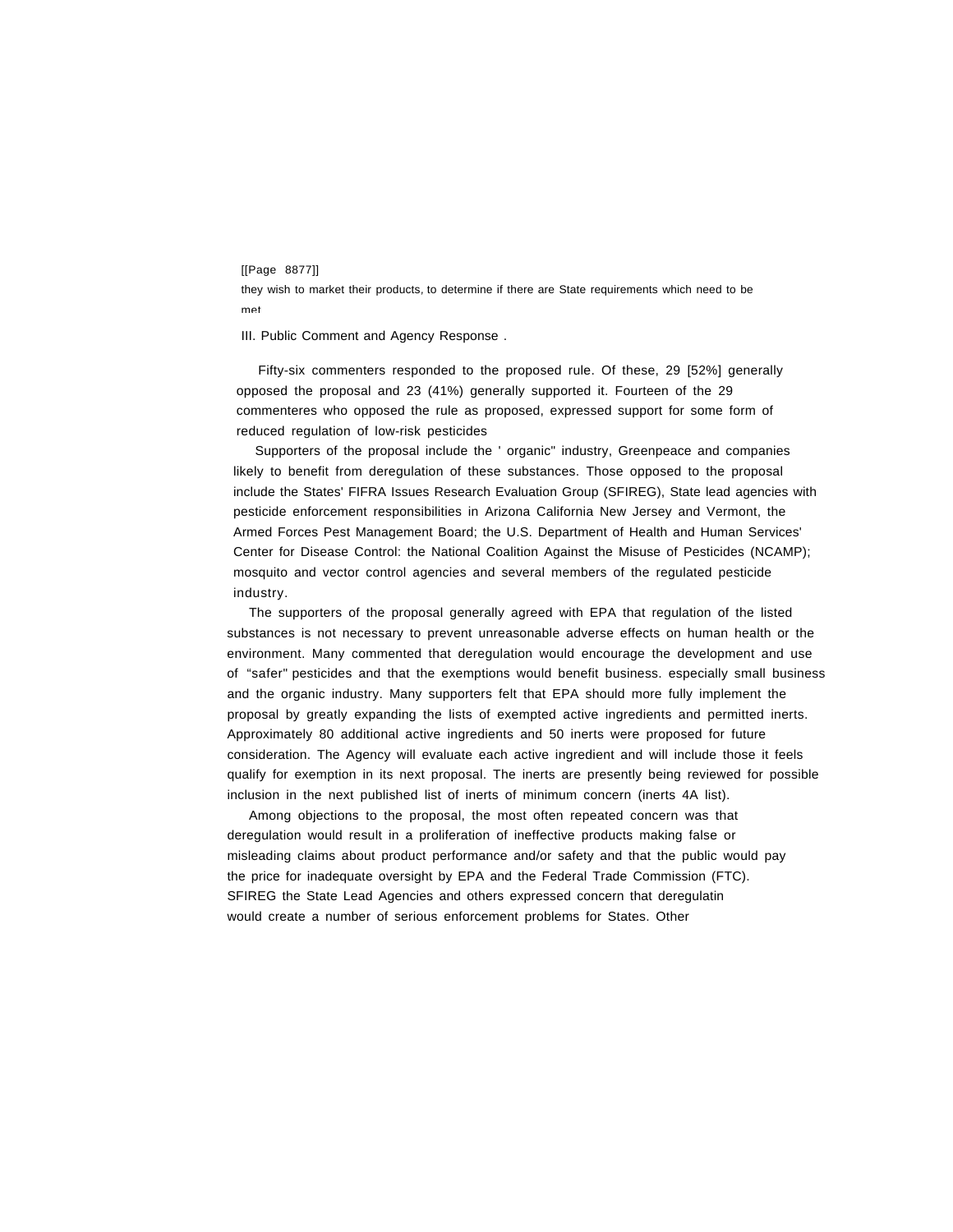[[Page 8877]]

they wish to market their products, to determine if there are State requirements which need to be met

III. Public Comment and Agency Response .

Fifty-six commenters responded to the proposed rule. Of these, 29 [52%] generally opposed the proposal and 23 (41%) generally supported it. Fourteen of the 29 commenteres who opposed the rule as proposed, expressed support for some form of reduced regulation of low-risk pesticides

Supporters of the proposal include the ' organic" industry, Greenpeace and companies likely to benefit from deregulation of these substances. Those opposed to the proposal include the States' FIFRA Issues Research Evaluation Group (SFIREG), State lead agencies with pesticide enforcement responsibilities in Arizona California New Jersey and Vermont, the Armed Forces Pest Management Board; the U.S. Department of Health and Human Services' Center for Disease Control: the National Coalition Against the Misuse of Pesticides (NCAMP); mosquito and vector control agencies and several members of the regulated pesticide industry.

The supporters of the proposal generally agreed with EPA that regulation of the listed substances is not necessary to prevent unreasonable adverse effects on human health or the environment. Many commented that deregulation would encourage the development and use of "safer" pesticides and that the exemptions would benefit business. especially small business and the organic industry. Many supporters felt that EPA should more fully implement the proposal by greatly expanding the lists of exempted active ingredients and permitted inerts. Approximately 80 additional active ingredients and 50 inerts were proposed for future consideration. The Agency will evaluate each active ingredient and will include those it feels qualify for exemption in its next proposal. The inerts are presently being reviewed for possible inclusion in the next published list of inerts of minimum concern (inerts 4A list).

Among objections to the proposal, the most often repeated concern was that deregulation would result in a proliferation of ineffective products making false or misleading claims about product performance and/or safety and that the public would pay the price for inadequate oversight by EPA and the Federal Trade Commission (FTC). SFIREG the State Lead Agencies and others expressed concern that deregulatin would create a number of serious enforcement problems for States. Other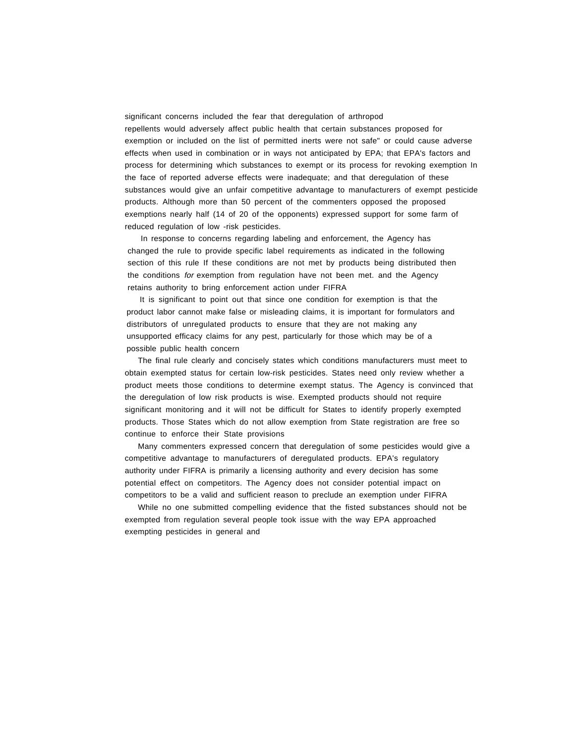significant concerns included the fear that deregulation of arthropod repellents would adversely affect public health that certain substances proposed for exemption or included on the list of permitted inerts were not safe" or could cause adverse effects when used in combination or in ways not anticipated by EPA; that EPA's factors and process for determining which substances to exempt or its process for revoking exemption In the face of reported adverse effects were inadequate; and that deregulation of these substances would give an unfair competitive advantage to manufacturers of exempt pesticide products. Although more than 50 percent of the commenters opposed the proposed exemptions nearly half (14 of 20 of the opponents) expressed support for some farm of reduced regulation of low -risk pesticides.

In response to concerns regarding labeling and enforcement, the Agency has changed the rule to provide specific label requirements as indicated in the following section of this rule If these conditions are not met by products being distributed then the conditions *for* exemption from regulation have not been met. and the Agency retains authority to bring enforcement action under FIFRA

It is significant to point out that since one condition for exemption is that the product labor cannot make false or misleading claims, it is important for formulators and distributors of unregulated products to ensure that they are not making any unsupported efficacy claims for any pest, particularly for those which may be of a possible public health concern

The final rule clearly and concisely states which conditions manufacturers must meet to obtain exempted status for certain low-risk pesticides. States need only review whether a product meets those conditions to determine exempt status. The Agency is convinced that the deregulation of low risk products is wise. Exempted products should not require significant monitoring and it will not be difficult for States to identify properly exempted products. Those States which do not allow exemption from State registration are free so continue to enforce their State provisions

Many commenters expressed concern that deregulation of some pesticides would give a competitive advantage to manufacturers of deregulated products. EPA's regulatory authority under FIFRA is primarily a licensing authority and every decision has some potential effect on competitors. The Agency does not consider potential impact on competitors to be a valid and sufficient reason to preclude an exemption under FIFRA

While no one submitted compelling evidence that the fisted substances should not be exempted from regulation several people took issue with the way EPA approached exempting pesticides in general and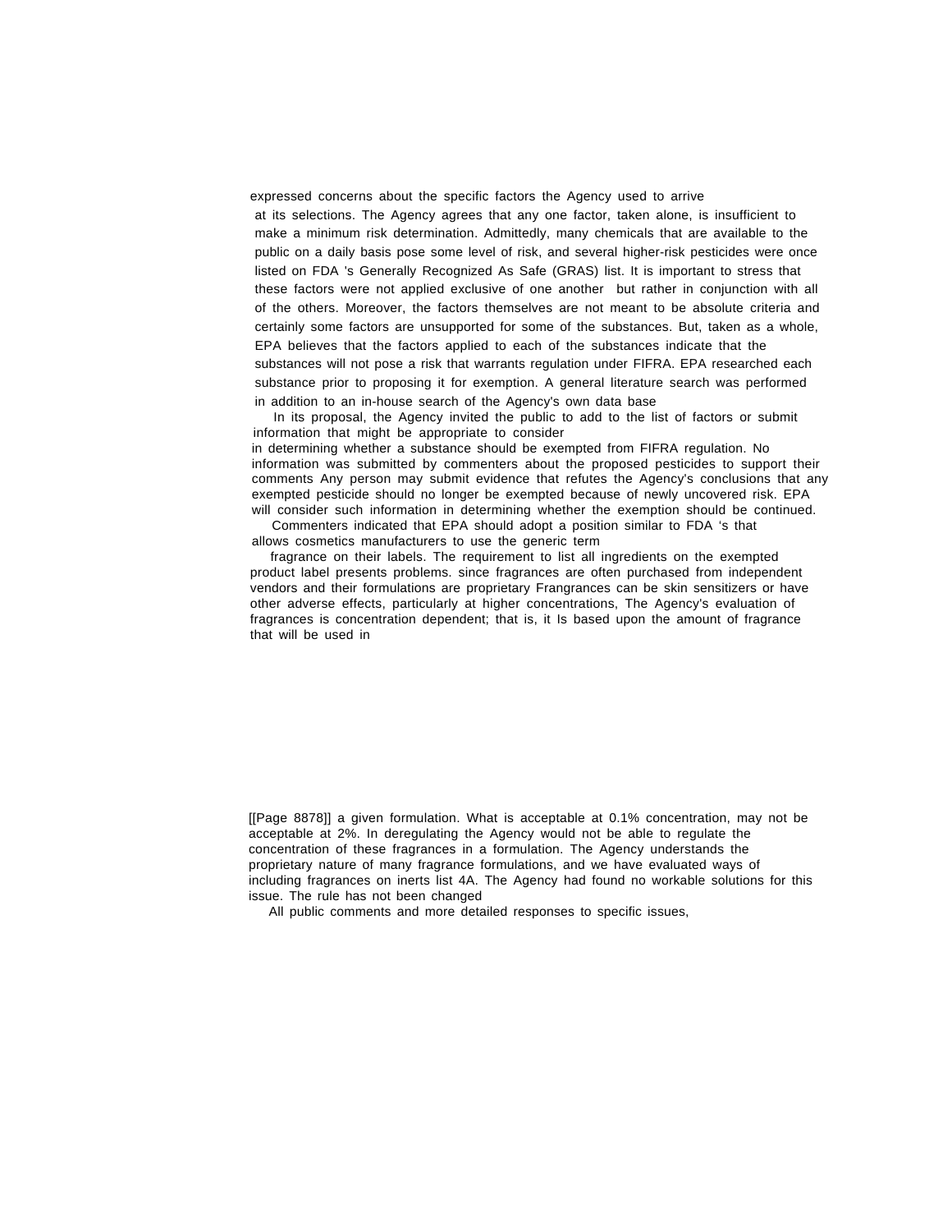expressed concerns about the specific factors the Agency used to arrive at its selections. The Agency agrees that any one factor, taken alone, is insufficient to make a minimum risk determination. Admittedly, many chemicals that are available to the public on a daily basis pose some level of risk, and several higher-risk pesticides were once listed on FDA 's Generally Recognized As Safe (GRAS) list. It is important to stress that these factors were not applied exclusive of one another but rather in conjunction with all of the others. Moreover, the factors themselves are not meant to be absolute criteria and certainly some factors are unsupported for some of the substances. But, taken as a whole, EPA believes that the factors applied to each of the substances indicate that the substances will not pose a risk that warrants regulation under FIFRA. EPA researched each substance prior to proposing it for exemption. A general literature search was performed in addition to an in-house search of the Agency's own data base

In its proposal, the Agency invited the public to add to the list of factors or submit information that might be appropriate to consider in determining whether a substance should be exempted from FIFRA regulation. No information was submitted by commenters about the proposed pesticides to support their comments Any person may submit evidence that refutes the Agency's conclusions that any exempted pesticide should no longer be exempted because of newly uncovered risk. EPA will consider such information in determining whether the exemption should be continued.

Commenters indicated that EPA should adopt a position similar to FDA 's that allows cosmetics manufacturers to use the generic term

fragrance on their labels. The requirement to list all ingredients on the exempted product label presents problems. since fragrances are often purchased from independent vendors and their formulations are proprietary Frangrances can be skin sensitizers or have other adverse effects, particularly at higher concentrations, The Agency's evaluation of fragrances is concentration dependent; that is, it Is based upon the amount of fragrance that will be used in

[[Page 8878]] a given formulation. What is acceptable at 0.1% concentration, may not be acceptable at 2%. In deregulating the Agency would not be able to regulate the concentration of these fragrances in a formulation. The Agency understands the proprietary nature of many fragrance formulations, and we have evaluated ways of including fragrances on inerts list 4A. The Agency had found no workable solutions for this issue. The rule has not been changed

All public comments and more detailed responses to specific issues,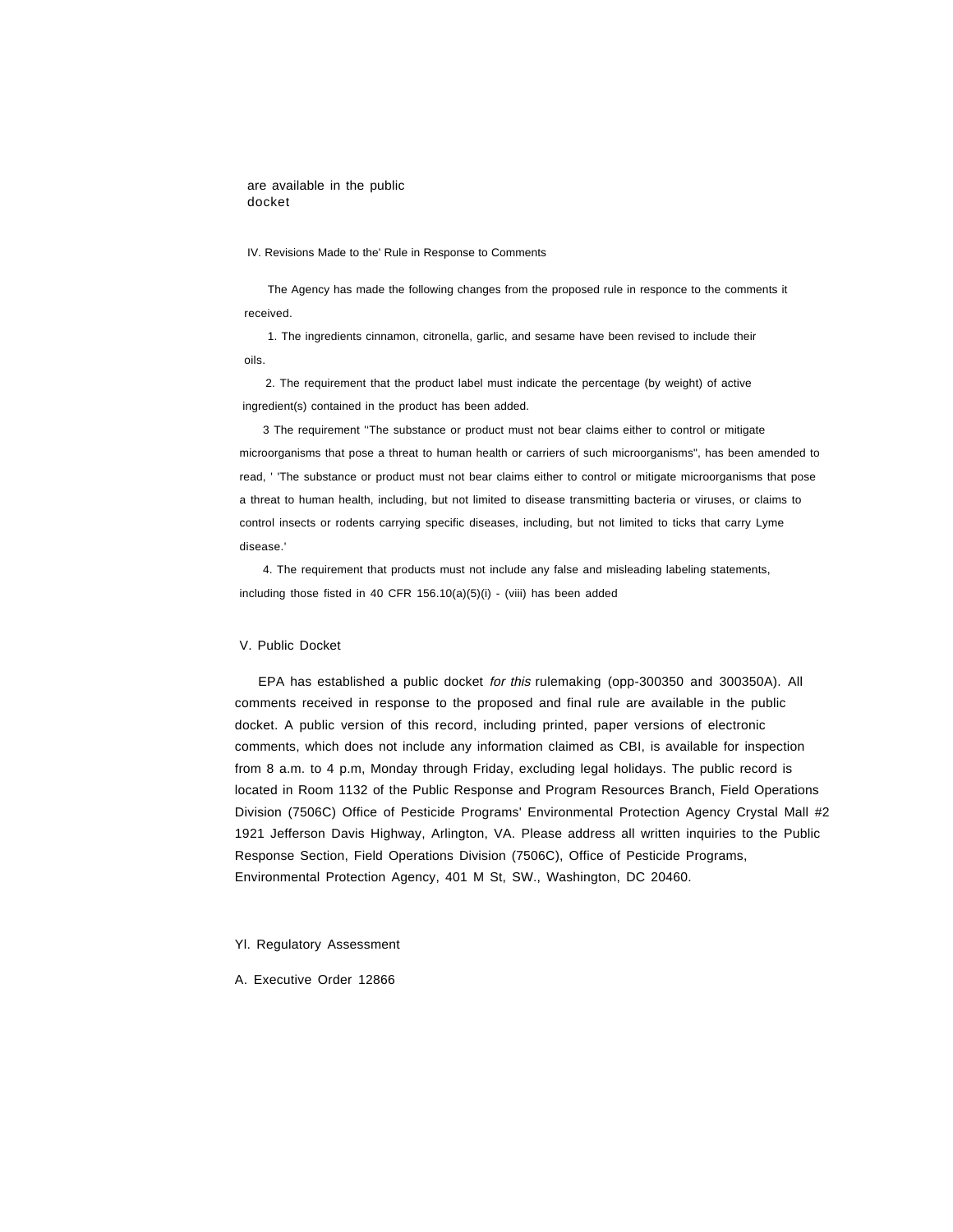are available in the public docket

## IV. Revisions Made to the' Rule in Response to Comments

The Agency has made the following changes from the proposed rule in responce to the comments it received.

1. The ingredients cinnamon, citronella, garlic, and sesame have been revised to include their oils.

2. The requirement that the product label must indicate the percentage (by weight) of active ingredient(s) contained in the product has been added.

3 The requirement ''The substance or product must not bear claims either to control or mitigate microorganisms that pose a threat to human health or carriers of such microorganisms", has been amended to read, ' 'The substance or product must not bear claims either to control or mitigate microorganisms that pose a threat to human health, including, but not limited to disease transmitting bacteria or viruses, or claims to control insects or rodents carrying specific diseases, including, but not limited to ticks that carry Lyme disease.'

4. The requirement that products must not include any false and misleading labeling statements, including those fisted in 40 CFR 156.10(a)(5)(i) - (viii) has been added

## V. Public Docket

EPA has established a public docket *for this* rulemaking (opp-300350 and 300350A). All comments received in response to the proposed and final rule are available in the public docket. A public version of this record, including printed, paper versions of electronic comments, which does not include any information claimed as CBI, is available for inspection from 8 a.m. to 4 p.m, Monday through Friday, excluding legal holidays. The public record is located in Room 1132 of the Public Response and Program Resources Branch, Field Operations Division (7506C) Office of Pesticide Programs' Environmental Protection Agency Crystal Mall #2 1921 Jefferson Davis Highway, Arlington, VA. Please address all written inquiries to the Public Response Section, Field Operations Division (7506C), Office of Pesticide Programs, Environmental Protection Agency, 401 M St, SW., Washington, DC 20460.

## Yl. Regulatory Assessment

### A. Executive Order 12866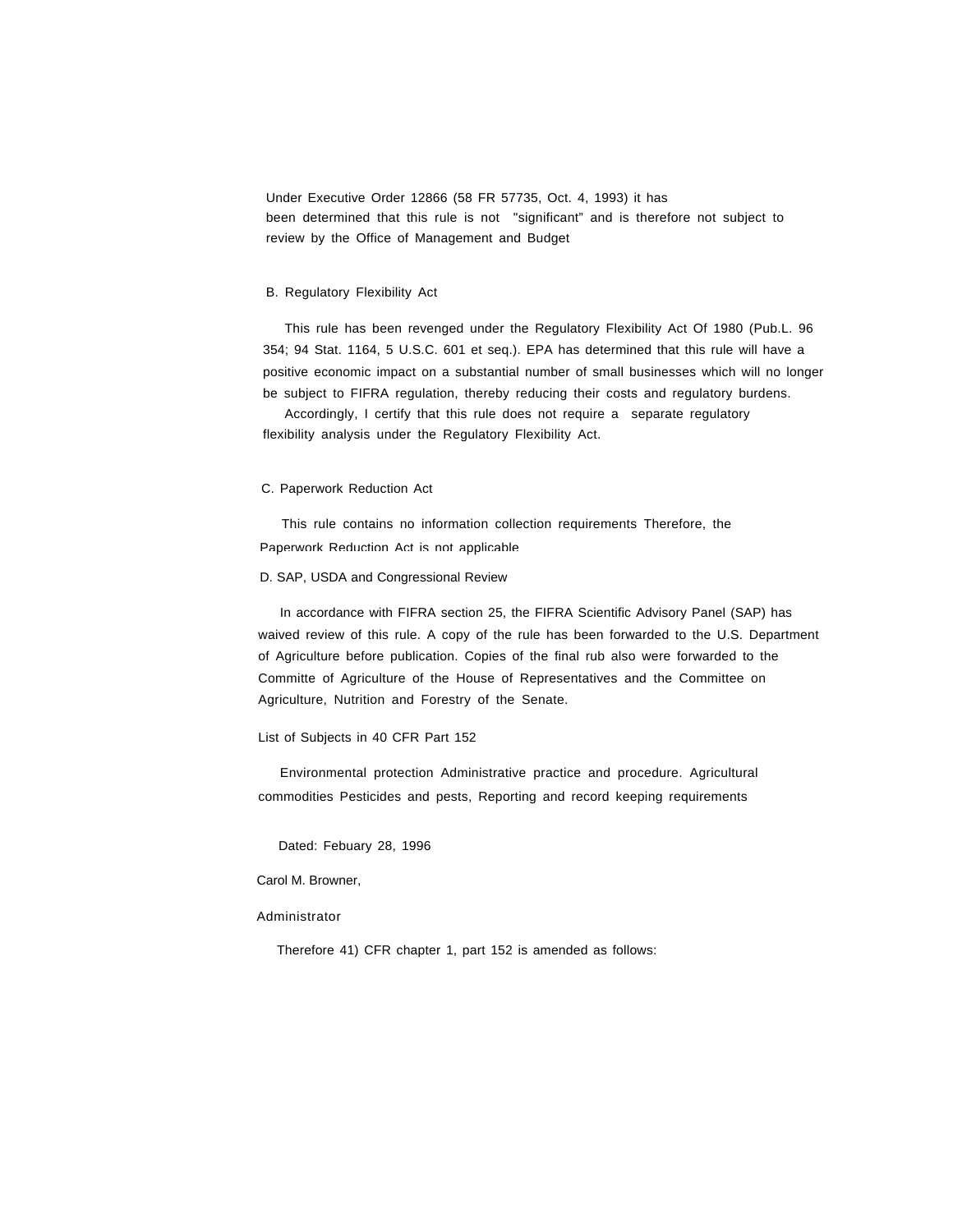Under Executive Order 12866 (58 FR 57735, Oct. 4, 1993) it has been determined that this rule is not "significant" and is therefore not subject to review by the Office of Management and Budget

B. Regulatory Flexibility Act

This rule has been revenged under the Regulatory Flexibility Act Of 1980 (Pub.L. 96 354; 94 Stat. 1164, 5 U.S.C. 601 et seq.). EPA has determined that this rule will have a positive economic impact on a substantial number of small businesses which will no longer be subject to FIFRA regulation, thereby reducing their costs and regulatory burdens.

Accordingly, I certify that this rule does not require a separate regulatory flexibility analysis under the Regulatory Flexibility Act.

C. Paperwork Reduction Act

This rule contains no information collection requirements Therefore, the Paperwork Reduction Act is not applicable

D. SAP, USDA and Congressional Review

In accordance with FIFRA section 25, the FIFRA Scientific Advisory Panel (SAP) has waived review of this rule. A copy of the rule has been forwarded to the U.S. Department of Agriculture before publication. Copies of the final rub also were forwarded to the Committe of Agriculture of the House of Representatives and the Committee on Agriculture, Nutrition and Forestry of the Senate.

List of Subjects in 40 CFR Part 152

Environmental protection Administrative practice and procedure. Agricultural commodities Pesticides and pests, Reporting and record keeping requirements

Dated: Febuary 28, 1996

Carol M. Browner,

Administrator

Therefore 41) CFR chapter 1, part 152 is amended as follows: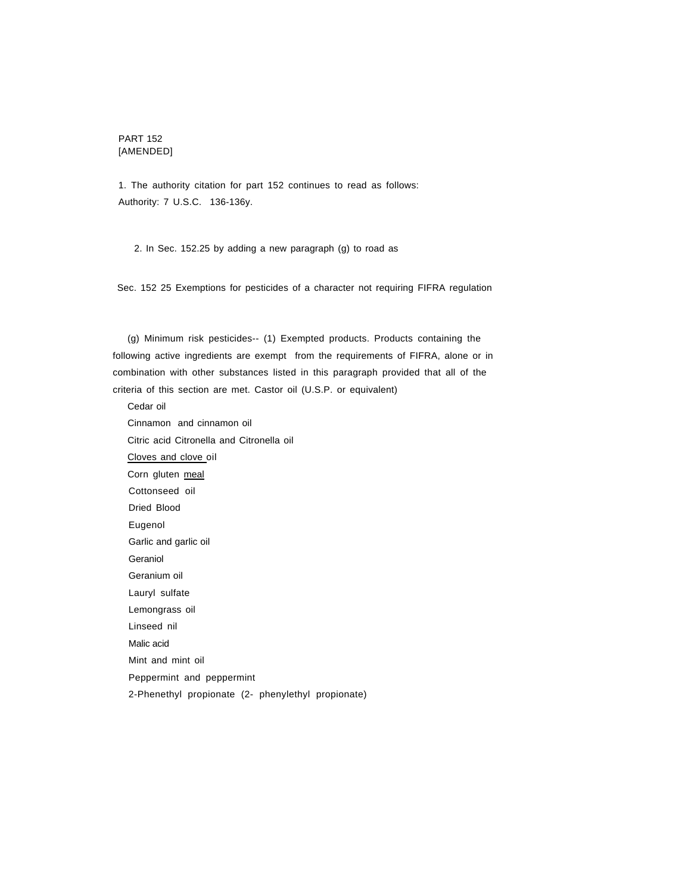PART 152
[AMENDED]

1. The authority citation for part 152 continues to read as follows:
Authority: 7 U.S.C. 136-136y.

2. In Sec. 152.25 by adding a new paragraph (g) to road as

Sec. 152 25 Exemptions for pesticides of a character not requiring FIFRA regulation

(g) Minimum risk pesticides-- (1) Exempted products. Products containing the following active ingredients are exempt from the requirements of FIFRA, alone or in combination with other substances listed in this paragraph provided that all of the criteria of this section are met. Castor oil (U.S.P. or equivalent)

Cedar oil

Cinnamon and cinnamon oil

Citric acid Citronella and Citronella oil

Cloves and clove oil

Corn gluten meal

Cottonseed oil

Dried Blood

Eugenol

Garlic and garlic oil

Geraniol

Geranium oil

Lauryl sulfate

Lemongrass oil

Linseed nil

Malic acid

Mint and mint oil

Peppermint and peppermint

2-Phenethyl propionate (2- phenylethyl propionate)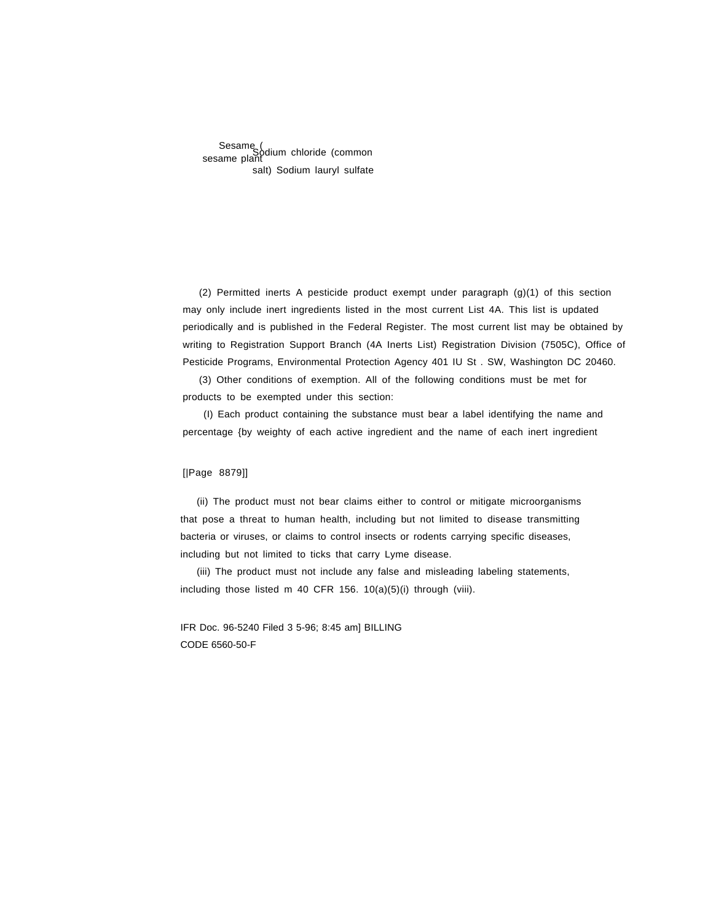Sesame (sesame plant

Sodium chloride (common salt) Sodium lauryl sulfate

(2) Permitted inerts A pesticide product exempt under paragraph (g)(1) of this section may only include inert ingredients listed in the most current List 4A. This list is updated periodically and is published in the Federal Register. The most current list may be obtained by writing to Registration Support Branch (4A Inerts List) Registration Division (7505C), Office of Pesticide Programs, Environmental Protection Agency 401 IU St . SW, Washington DC 20460.

(3) Other conditions of exemption. All of the following conditions must be met for products to be exempted under this section:

(I) Each product containing the substance must bear a label identifying the name and percentage {by weighty of each active ingredient and the name of each inert ingredient

[|Page 8879]]

(ii) The product must not bear claims either to control or mitigate microorganisms that pose a threat to human health, including but not limited to disease transmitting bacteria or viruses, or claims to control insects or rodents carrying specific diseases, including but not limited to ticks that carry Lyme disease.

(iii) The product must not include any false and misleading labeling statements, including those listed m 40 CFR 156. 10(a)(5)(i) through (viii).

IFR Doc. 96-5240 Filed 3 5-96; 8:45 am] BILLING CODE 6560-50-F